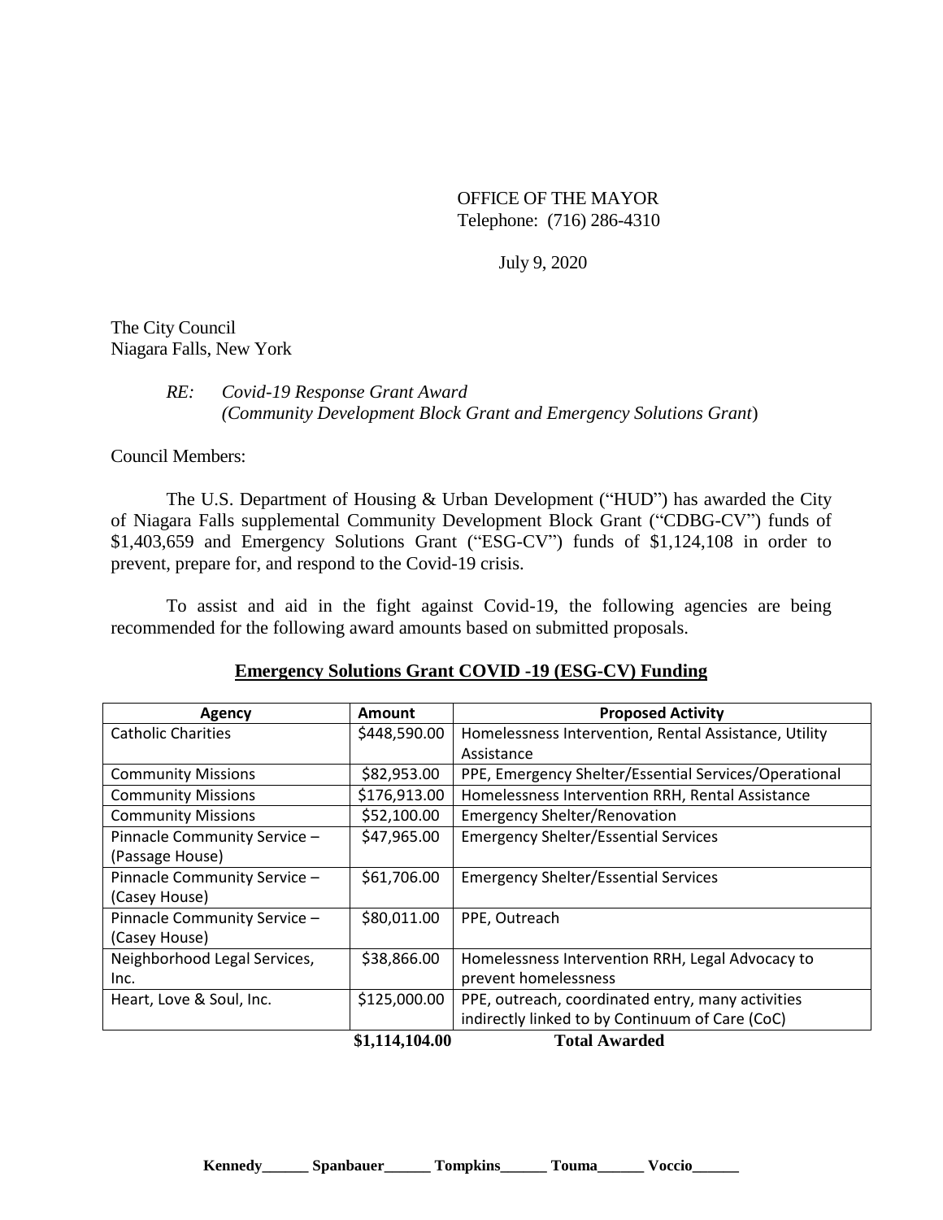OFFICE OF THE MAYOR
Telephone: (716) 286-4310

July 9, 2020

The City Council
Niagara Falls, New York

*RE: Covid-19 Response Grant Award*
*(Community Development Block Grant and Emergency Solutions Grant)*

Council Members:

The U.S. Department of Housing & Urban Development ("HUD") has awarded the City of Niagara Falls supplemental Community Development Block Grant ("CDBG-CV") funds of $1,403,659 and Emergency Solutions Grant ("ESG-CV") funds of $1,124,108 in order to prevent, prepare for, and respond to the Covid-19 crisis.

To assist and aid in the fight against Covid-19, the following agencies are being recommended for the following award amounts based on submitted proposals.

**Emergency Solutions Grant COVID -19 (ESG-CV) Funding**

| Agency | Amount | Proposed Activity |
|---|---|---|
| Catholic Charities | $448,590.00 | Homelessness Intervention, Rental Assistance, Utility Assistance |
| Community Missions | $82,953.00 | PPE, Emergency Shelter/Essential Services/Operational |
| Community Missions | $176,913.00 | Homelessness Intervention RRH, Rental Assistance |
| Community Missions | $52,100.00 | Emergency Shelter/Renovation |
| Pinnacle Community Service – (Passage House) | $47,965.00 | Emergency Shelter/Essential Services |
| Pinnacle Community Service – (Casey House) | $61,706.00 | Emergency Shelter/Essential Services |
| Pinnacle Community Service – (Casey House) | $80,011.00 | PPE, Outreach |
| Neighborhood Legal Services, Inc. | $38,866.00 | Homelessness Intervention RRH, Legal Advocacy to prevent homelessness |
| Heart, Love & Soul, Inc. | $125,000.00 | PPE, outreach, coordinated entry, many activities indirectly linked to by Continuum of Care (CoC) |
| | **$1,114,104.00** | **Total Awarded** |

**Kennedy______ Spanbauer______ Tompkins______ Touma______ Voccio______**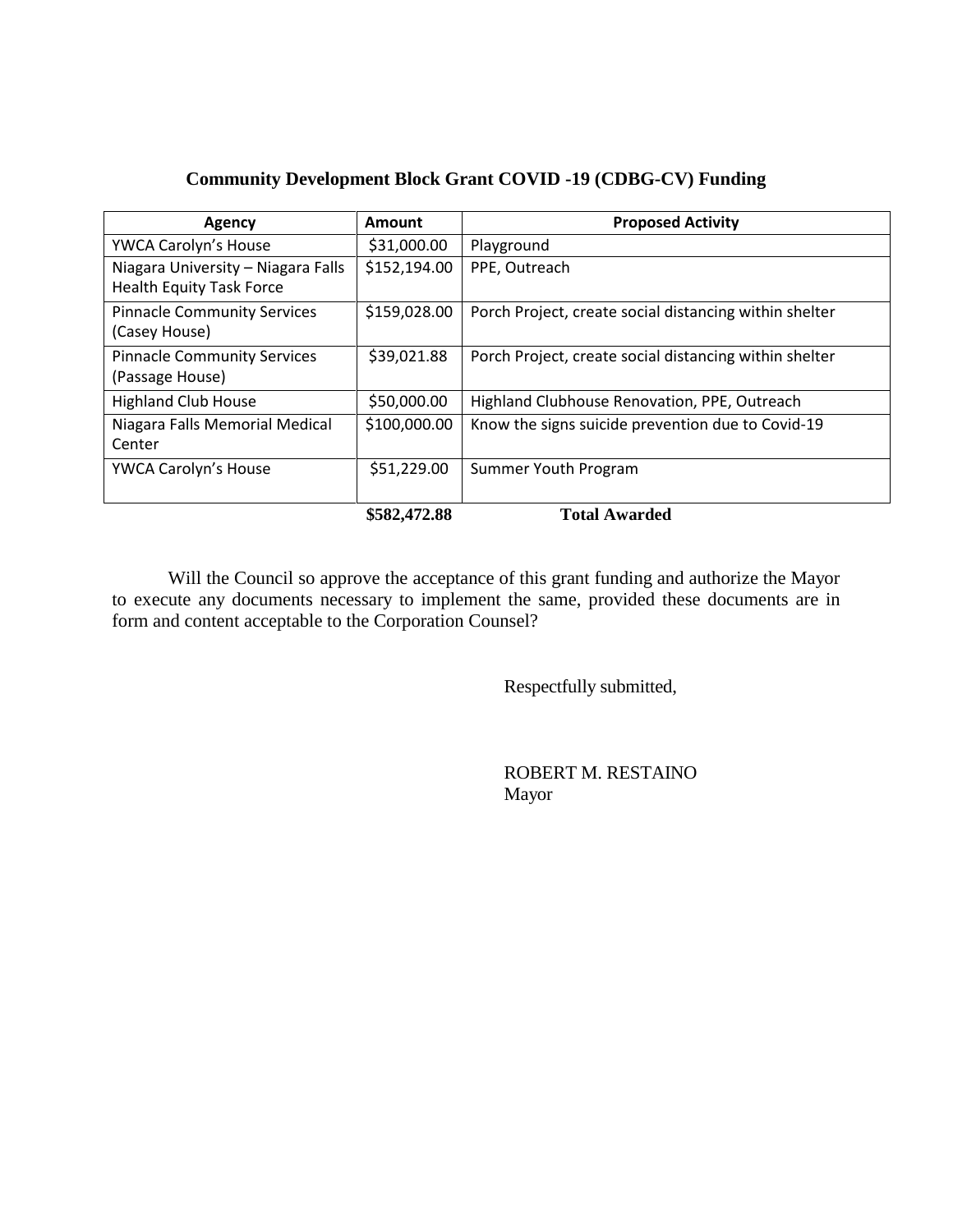**Community Development Block Grant COVID -19 (CDBG-CV) Funding**

| Agency | Amount | Proposed Activity |
|---|---|---|
| YWCA Carolyn's House | $31,000.00 | Playground |
| Niagara University – Niagara Falls Health Equity Task Force | $152,194.00 | PPE, Outreach |
| Pinnacle Community Services (Casey House) | $159,028.00 | Porch Project, create social distancing within shelter |
| Pinnacle Community Services (Passage House) | $39,021.88 | Porch Project, create social distancing within shelter |
| Highland Club House | $50,000.00 | Highland Clubhouse Renovation, PPE, Outreach |
| Niagara Falls Memorial Medical Center | $100,000.00 | Know the signs suicide prevention due to Covid-19 |
| YWCA Carolyn's House | $51,229.00 | Summer Youth Program |
| | **$582,472.88** | **Total Awarded** |

Will the Council so approve the acceptance of this grant funding and authorize the Mayor to execute any documents necessary to implement the same, provided these documents are in form and content acceptable to the Corporation Counsel?

Respectfully submitted,

ROBERT M. RESTAINO
Mayor